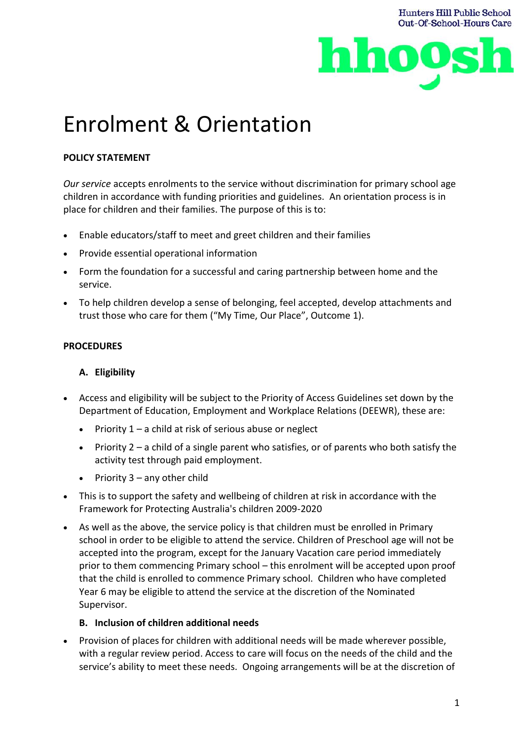# Enrolment & Orientation

**POLICY STATEMENT**

*Our service* accepts enrolments to the service without discrimination for primary school age children in accordance with funding priorities and guidelines. An orientation process is in place for children and their families. The purpose of this is to:

- Enable educators/staff to meet and greet children and their families
- Provide essential operational information
- Form the foundation for a successful and caring partnership between home and the service.
- To help children develop a sense of belonging, feel accepted, develop attachments and trust those who care for them ("My Time, Our Place", Outcome 1).

**PROCEDURES**

**A. Eligibility**

- Access and eligibility will be subject to the Priority of Access Guidelines set down by the Department of Education, Employment and Workplace Relations (DEEWR), these are:
  - Priority 1 – a child at risk of serious abuse or neglect
  - Priority 2 – a child of a single parent who satisfies, or of parents who both satisfy the activity test through paid employment.
  - Priority 3 – any other child
- This is to support the safety and wellbeing of children at risk in accordance with the Framework for Protecting Australia's children 2009-2020
- As well as the above, the service policy is that children must be enrolled in Primary school in order to be eligible to attend the service. Children of Preschool age will not be accepted into the program, except for the January Vacation care period immediately prior to them commencing Primary school – this enrolment will be accepted upon proof that the child is enrolled to commence Primary school. Children who have completed Year 6 may be eligible to attend the service at the discretion of the Nominated Supervisor.

**B. Inclusion of children additional needs**

- Provision of places for children with additional needs will be made wherever possible, with a regular review period. Access to care will focus on the needs of the child and the service's ability to meet these needs. Ongoing arrangements will be at the discretion of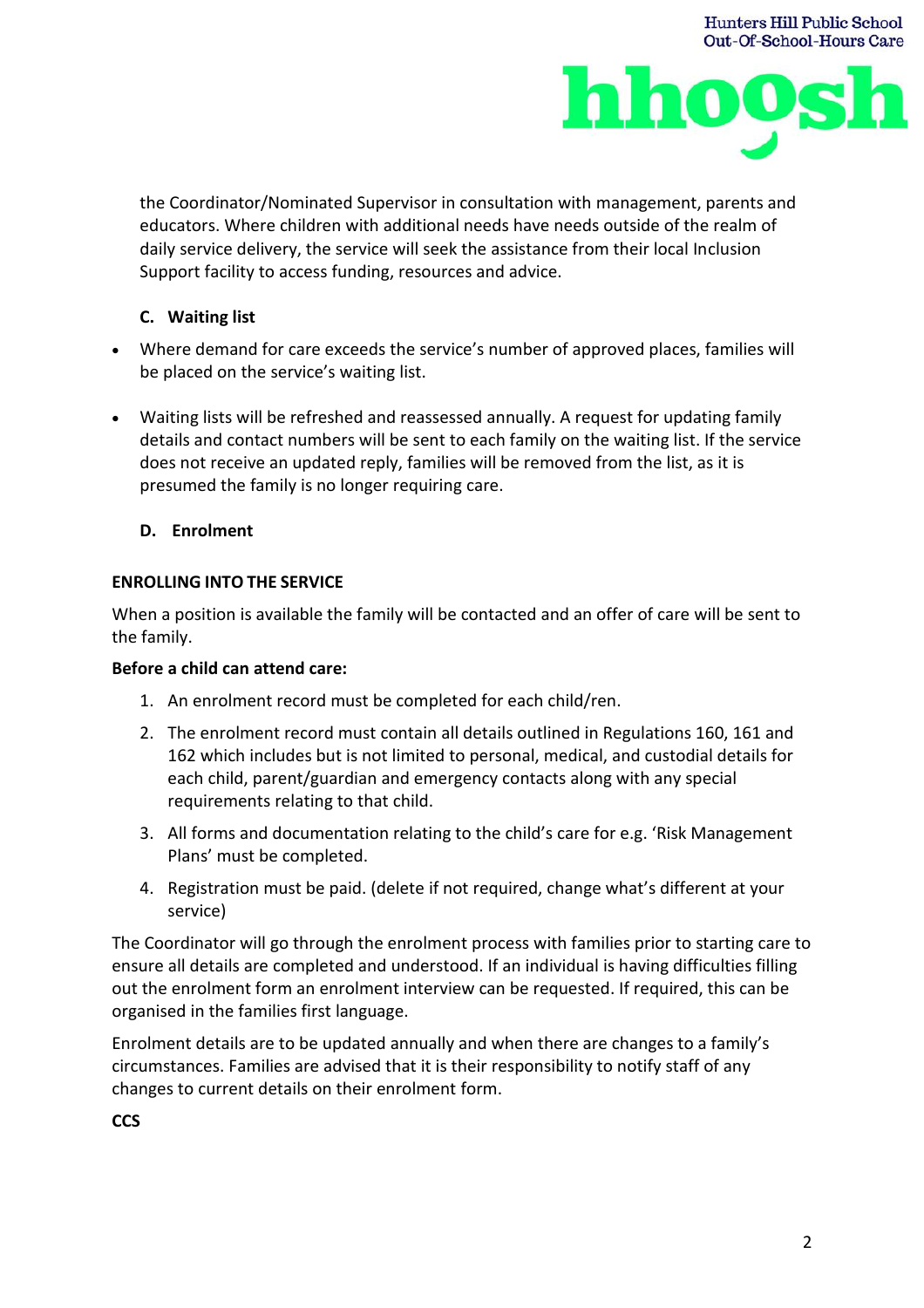the Coordinator/Nominated Supervisor in consultation with management, parents and educators. Where children with additional needs have needs outside of the realm of daily service delivery, the service will seek the assistance from their local Inclusion Support facility to access funding, resources and advice.

### C. Waiting list

- Where demand for care exceeds the service's number of approved places, families will be placed on the service's waiting list.
- Waiting lists will be refreshed and reassessed annually. A request for updating family details and contact numbers will be sent to each family on the waiting list. If the service does not receive an updated reply, families will be removed from the list, as it is presumed the family is no longer requiring care.

### D. Enrolment

**ENROLLING INTO THE SERVICE**

When a position is available the family will be contacted and an offer of care will be sent to the family.

**Before a child can attend care:**

1. An enrolment record must be completed for each child/ren.
2. The enrolment record must contain all details outlined in Regulations 160, 161 and 162 which includes but is not limited to personal, medical, and custodial details for each child, parent/guardian and emergency contacts along with any special requirements relating to that child.
3. All forms and documentation relating to the child's care for e.g. 'Risk Management Plans' must be completed.
4. Registration must be paid. (delete if not required, change what's different at your service)

The Coordinator will go through the enrolment process with families prior to starting care to ensure all details are completed and understood. If an individual is having difficulties filling out the enrolment form an enrolment interview can be requested. If required, this can be organised in the families first language.

Enrolment details are to be updated annually and when there are changes to a family's circumstances. Families are advised that it is their responsibility to notify staff of any changes to current details on their enrolment form.

**CCS**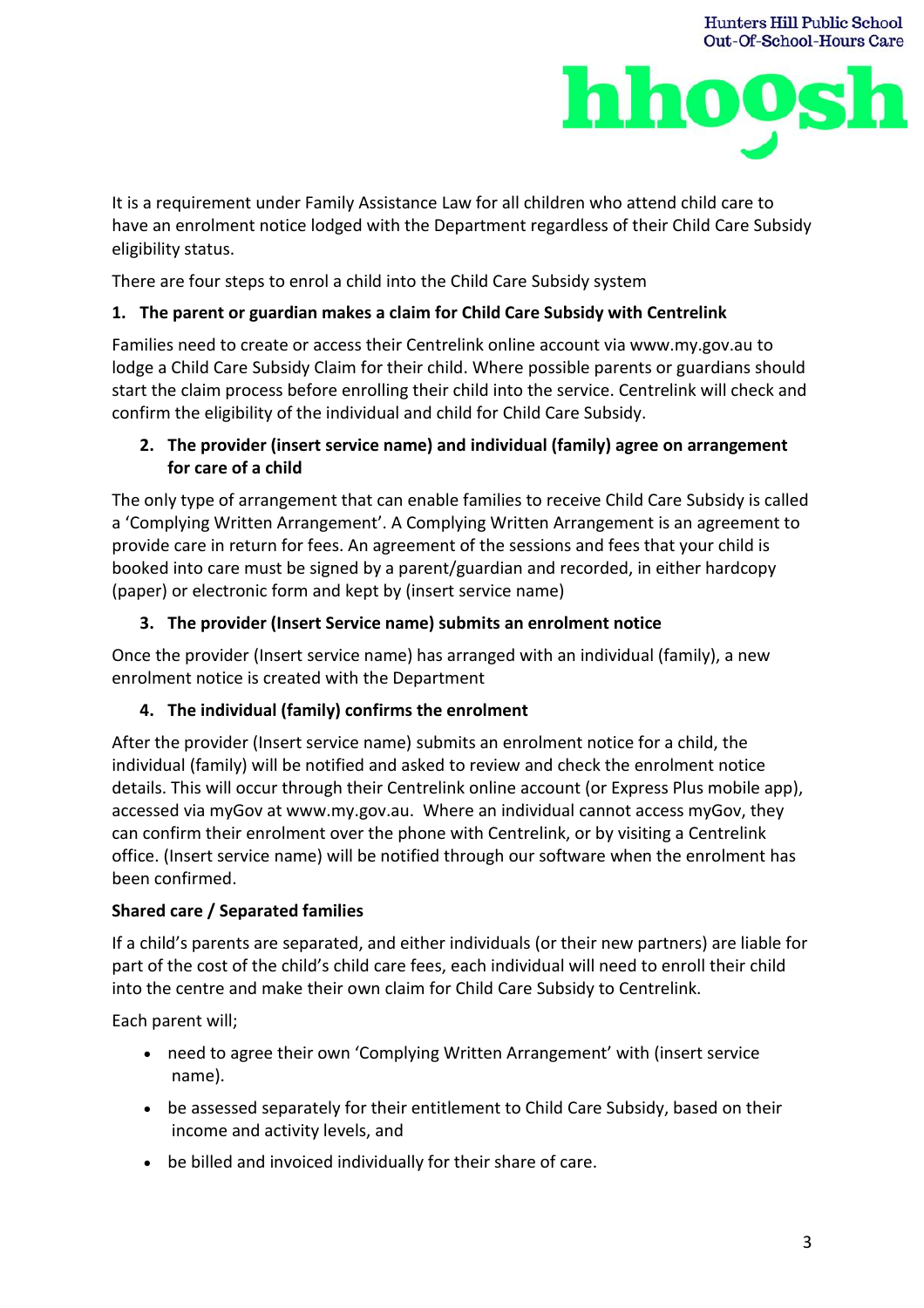It is a requirement under Family Assistance Law for all children who attend child care to have an enrolment notice lodged with the Department regardless of their Child Care Subsidy eligibility status.

There are four steps to enrol a child into the Child Care Subsidy system

1. **The parent or guardian makes a claim for Child Care Subsidy with Centrelink**

Families need to create or access their Centrelink online account via www.my.gov.au to lodge a Child Care Subsidy Claim for their child. Where possible parents or guardians should start the claim process before enrolling their child into the service. Centrelink will check and confirm the eligibility of the individual and child for Child Care Subsidy.

2. **The provider (insert service name) and individual (family) agree on arrangement for care of a child**

The only type of arrangement that can enable families to receive Child Care Subsidy is called a 'Complying Written Arrangement'. A Complying Written Arrangement is an agreement to provide care in return for fees. An agreement of the sessions and fees that your child is booked into care must be signed by a parent/guardian and recorded, in either hardcopy (paper) or electronic form and kept by (insert service name)

3. **The provider (Insert Service name) submits an enrolment notice**

Once the provider (Insert service name) has arranged with an individual (family), a new enrolment notice is created with the Department

4. **The individual (family) confirms the enrolment**

After the provider (Insert service name) submits an enrolment notice for a child, the individual (family) will be notified and asked to review and check the enrolment notice details. This will occur through their Centrelink online account (or Express Plus mobile app), accessed via myGov at www.my.gov.au. Where an individual cannot access myGov, they can confirm their enrolment over the phone with Centrelink, or by visiting a Centrelink office. (Insert service name) will be notified through our software when the enrolment has been confirmed.

**Shared care / Separated families**

If a child's parents are separated, and either individuals (or their new partners) are liable for part of the cost of the child's child care fees, each individual will need to enroll their child into the centre and make their own claim for Child Care Subsidy to Centrelink.

Each parent will;

- need to agree their own 'Complying Written Arrangement' with (insert service name).
- be assessed separately for their entitlement to Child Care Subsidy, based on their income and activity levels, and
- be billed and invoiced individually for their share of care.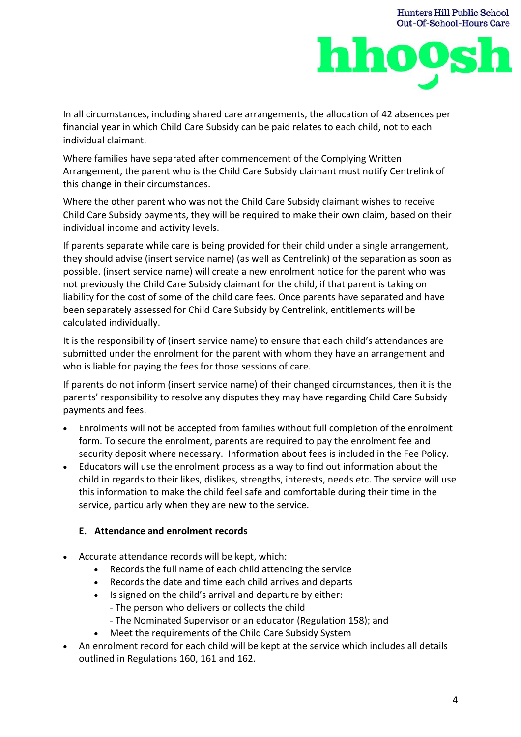In all circumstances, including shared care arrangements, the allocation of 42 absences per financial year in which Child Care Subsidy can be paid relates to each child, not to each individual claimant.

Where families have separated after commencement of the Complying Written Arrangement, the parent who is the Child Care Subsidy claimant must notify Centrelink of this change in their circumstances.

Where the other parent who was not the Child Care Subsidy claimant wishes to receive Child Care Subsidy payments, they will be required to make their own claim, based on their individual income and activity levels.

If parents separate while care is being provided for their child under a single arrangement, they should advise (insert service name) (as well as Centrelink) of the separation as soon as possible. (insert service name) will create a new enrolment notice for the parent who was not previously the Child Care Subsidy claimant for the child, if that parent is taking on liability for the cost of some of the child care fees. Once parents have separated and have been separately assessed for Child Care Subsidy by Centrelink, entitlements will be calculated individually.

It is the responsibility of (insert service name) to ensure that each child's attendances are submitted under the enrolment for the parent with whom they have an arrangement and who is liable for paying the fees for those sessions of care.

If parents do not inform (insert service name) of their changed circumstances, then it is the parents' responsibility to resolve any disputes they may have regarding Child Care Subsidy payments and fees.

- Enrolments will not be accepted from families without full completion of the enrolment form. To secure the enrolment, parents are required to pay the enrolment fee and security deposit where necessary. Information about fees is included in the Fee Policy.
- Educators will use the enrolment process as a way to find out information about the child in regards to their likes, dislikes, strengths, interests, needs etc. The service will use this information to make the child feel safe and comfortable during their time in the service, particularly when they are new to the service.

### E. Attendance and enrolment records

- Accurate attendance records will be kept, which:
  - Records the full name of each child attending the service
  - Records the date and time each child arrives and departs
  - Is signed on the child's arrival and departure by either:
    - The person who delivers or collects the child
    - The Nominated Supervisor or an educator (Regulation 158); and
  - Meet the requirements of the Child Care Subsidy System
- An enrolment record for each child will be kept at the service which includes all details outlined in Regulations 160, 161 and 162.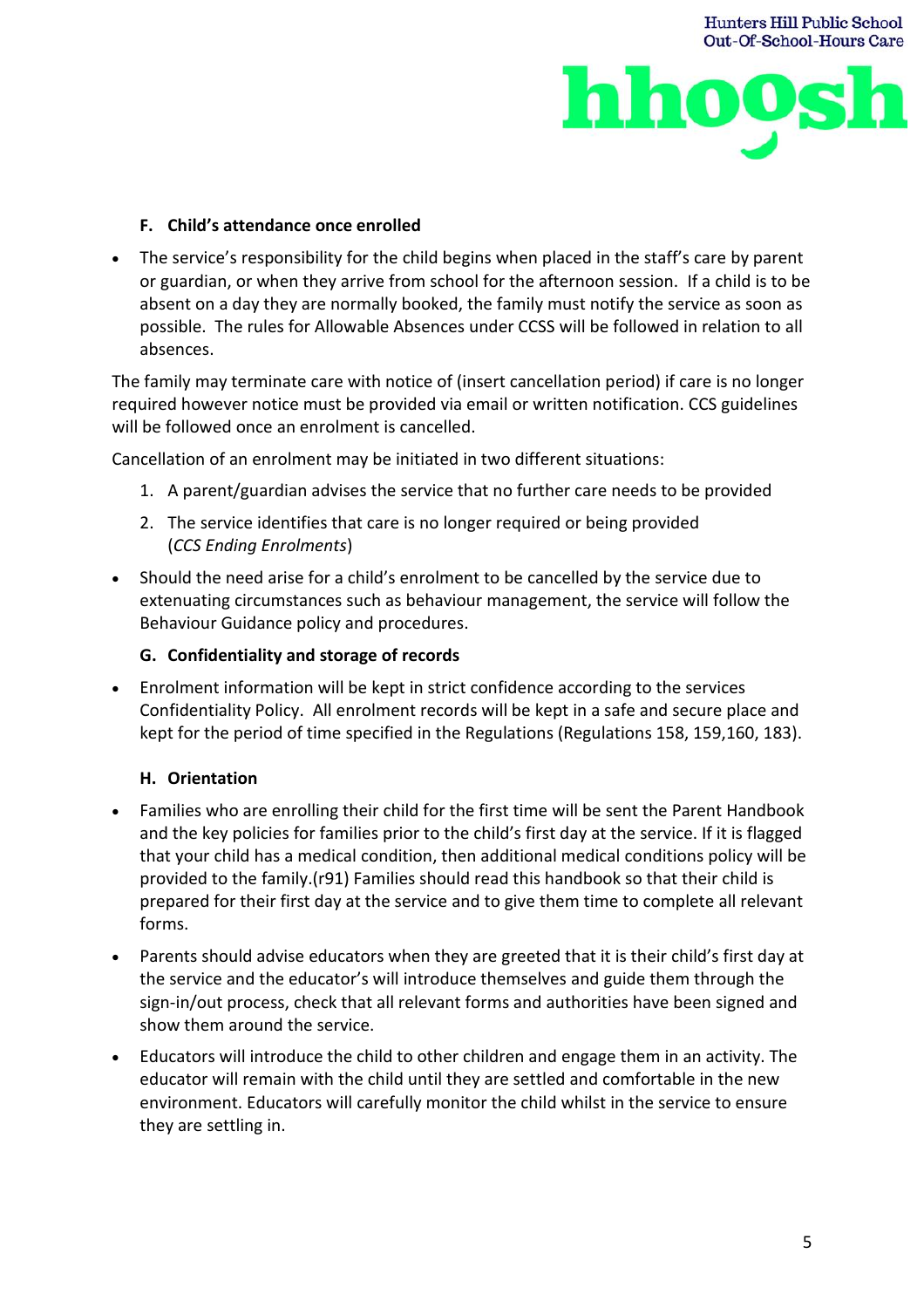#### F. Child's attendance once enrolled

- The service's responsibility for the child begins when placed in the staff's care by parent or guardian, or when they arrive from school for the afternoon session. If a child is to be absent on a day they are normally booked, the family must notify the service as soon as possible. The rules for Allowable Absences under CCSS will be followed in relation to all absences.

The family may terminate care with notice of (insert cancellation period) if care is no longer required however notice must be provided via email or written notification. CCS guidelines will be followed once an enrolment is cancelled.

Cancellation of an enrolment may be initiated in two different situations:

1. A parent/guardian advises the service that no further care needs to be provided
2. The service identifies that care is no longer required or being provided (*CCS Ending Enrolments*)

- Should the need arise for a child's enrolment to be cancelled by the service due to extenuating circumstances such as behaviour management, the service will follow the Behaviour Guidance policy and procedures.

#### G. Confidentiality and storage of records

- Enrolment information will be kept in strict confidence according to the services Confidentiality Policy. All enrolment records will be kept in a safe and secure place and kept for the period of time specified in the Regulations (Regulations 158, 159,160, 183).

#### H. Orientation

- Families who are enrolling their child for the first time will be sent the Parent Handbook and the key policies for families prior to the child's first day at the service. If it is flagged that your child has a medical condition, then additional medical conditions policy will be provided to the family.(r91) Families should read this handbook so that their child is prepared for their first day at the service and to give them time to complete all relevant forms.
- Parents should advise educators when they are greeted that it is their child's first day at the service and the educator's will introduce themselves and guide them through the sign-in/out process, check that all relevant forms and authorities have been signed and show them around the service.
- Educators will introduce the child to other children and engage them in an activity. The educator will remain with the child until they are settled and comfortable in the new environment. Educators will carefully monitor the child whilst in the service to ensure they are settling in.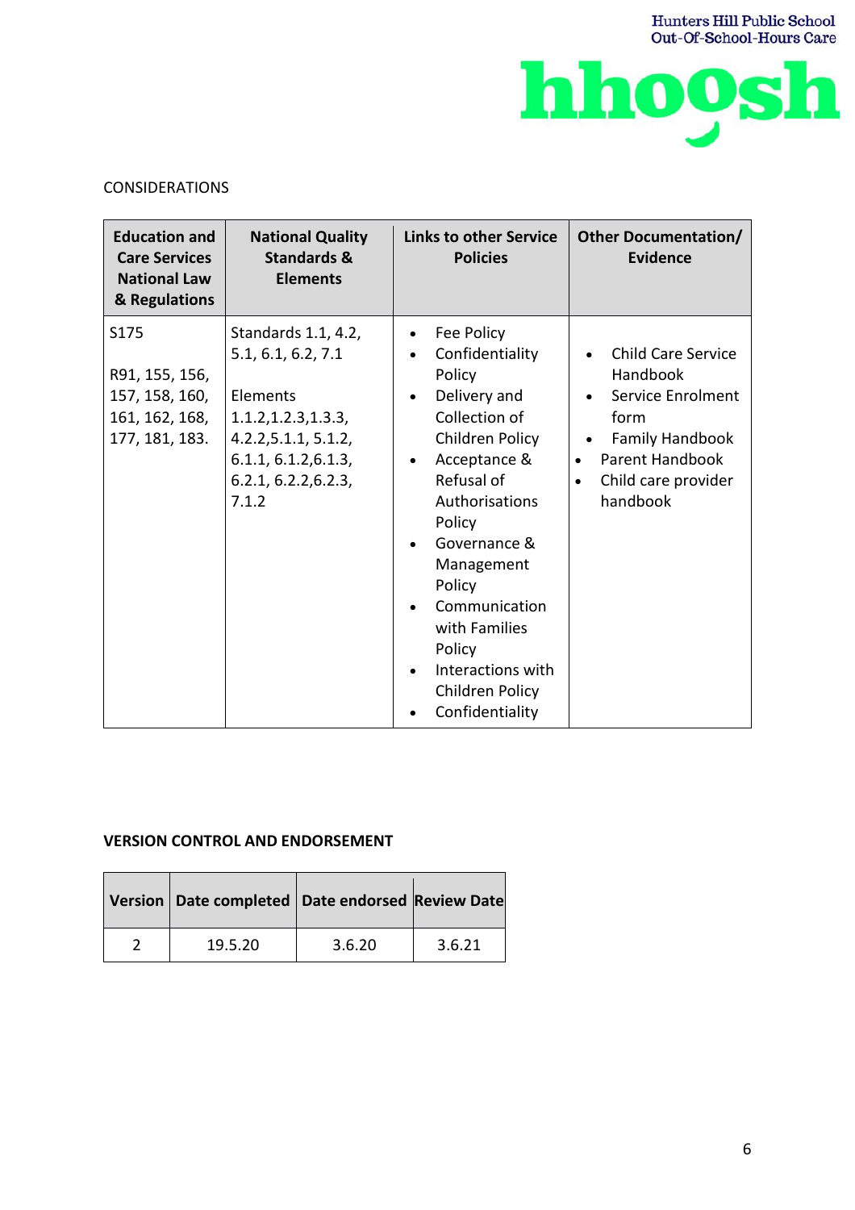CONSIDERATIONS

| Education and Care Services National Law & Regulations | National Quality Standards & Elements | Links to other Service Policies | Other Documentation/ Evidence |
|---|---|---|---|
| S175<br><br>R91, 155, 156, 157, 158, 160, 161, 162, 168, 177, 181, 183. | Standards 1.1, 4.2, 5.1, 6.1, 6.2, 7.1<br><br>Elements 1.1.2,1.2.3,1.3.3, 4.2.2,5.1.1, 5.1.2, 6.1.1, 6.1.2,6.1.3, 6.2.1, 6.2.2,6.2.3, 7.1.2 | • Fee Policy<br>• Confidentiality Policy<br>• Delivery and Collection of Children Policy<br>• Acceptance & Refusal of Authorisations Policy<br>• Governance & Management Policy<br>• Communication with Families Policy<br>• Interactions with Children Policy<br>• Confidentiality | • Child Care Service Handbook<br>• Service Enrolment form<br>• Family Handbook<br>• Parent Handbook<br>• Child care provider handbook |

**VERSION CONTROL AND ENDORSEMENT**

| Version | Date completed | Date endorsed | Review Date |
|---|---|---|---|
| 2 | 19.5.20 | 3.6.20 | 3.6.21 |